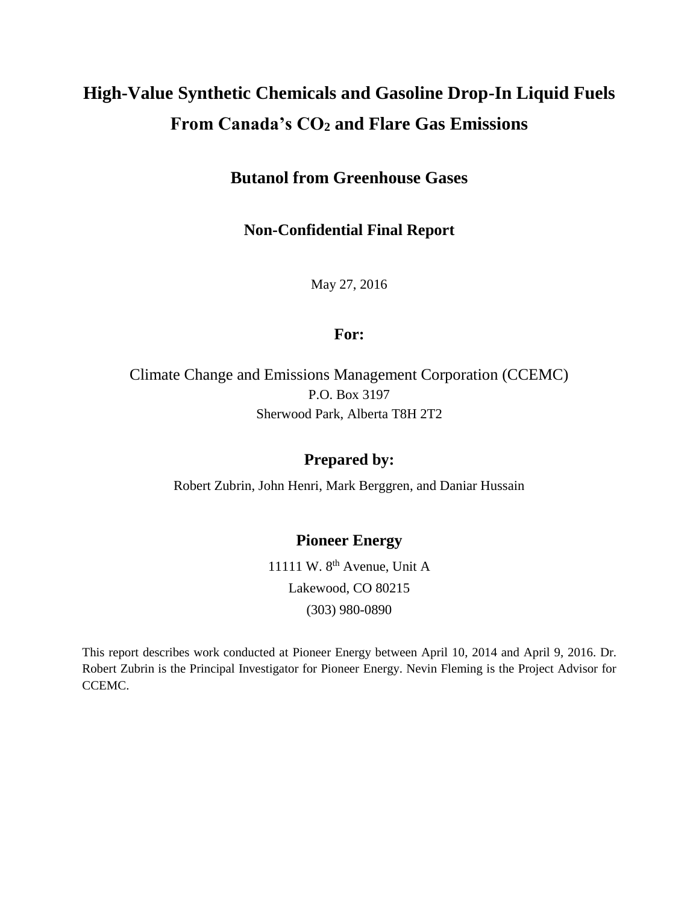# High-Value Synthetic Chemicals and Gasoline Drop-In Liquid Fuels From Canada's $CO_2$ and Flare Gas Emissions

## Butanol from Greenhouse Gases

### Non-Confidential Final Report

May 27, 2016

**For:**

Climate Change and Emissions Management Corporation (CCEMC)
P.O. Box 3197
Sherwood Park, Alberta T8H 2T2

**Prepared by:**

Robert Zubrin, John Henri, Mark Berggren, and Daniar Hussain

**Pioneer Energy**

11111 W. 8th Avenue, Unit A
Lakewood, CO 80215
(303) 980-0890

This report describes work conducted at Pioneer Energy between April 10, 2014 and April 9, 2016. Dr. Robert Zubrin is the Principal Investigator for Pioneer Energy. Nevin Fleming is the Project Advisor for CCEMC.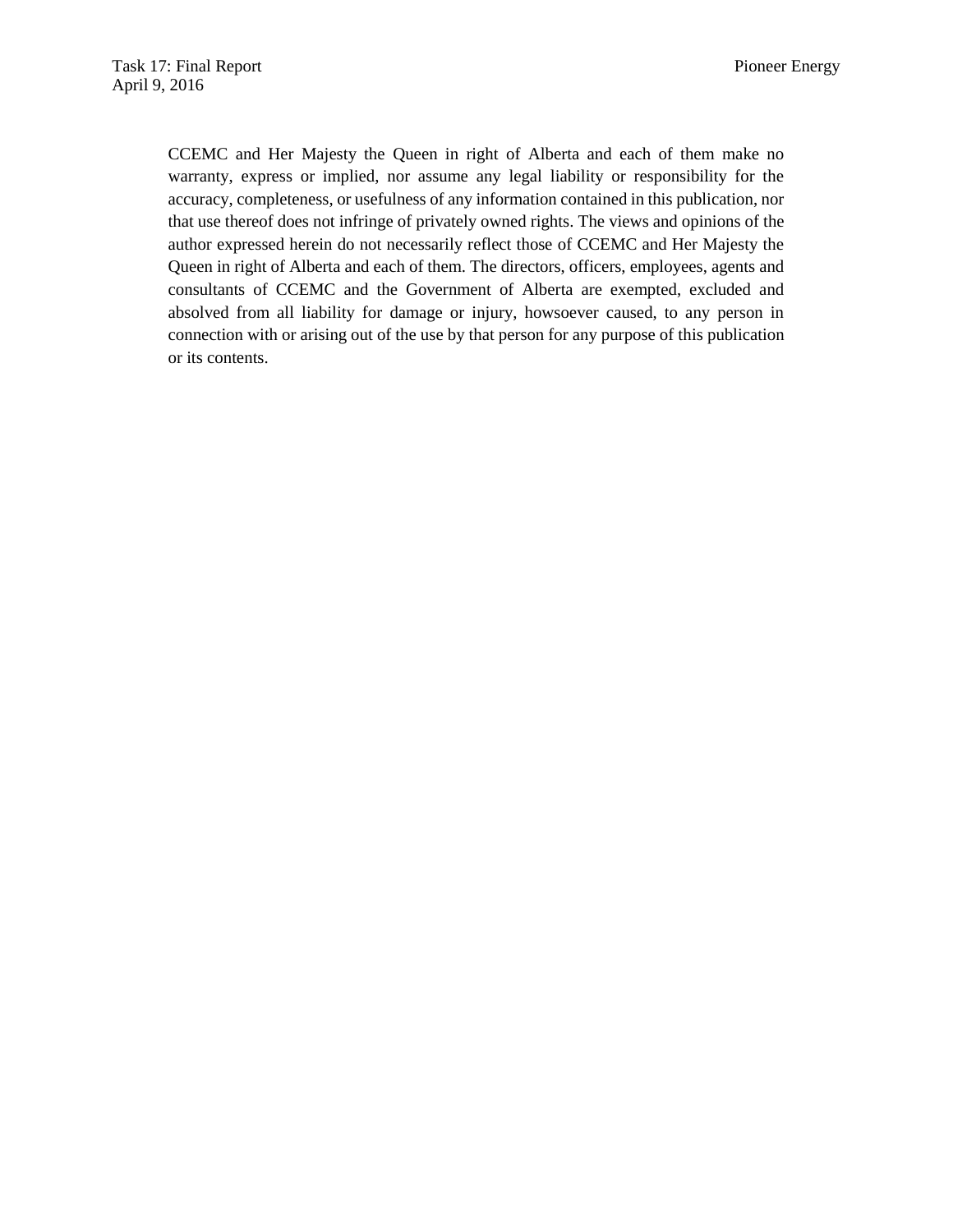CCEMC and Her Majesty the Queen in right of Alberta and each of them make no warranty, express or implied, nor assume any legal liability or responsibility for the accuracy, completeness, or usefulness of any information contained in this publication, nor that use thereof does not infringe of privately owned rights. The views and opinions of the author expressed herein do not necessarily reflect those of CCEMC and Her Majesty the Queen in right of Alberta and each of them. The directors, officers, employees, agents and consultants of CCEMC and the Government of Alberta are exempted, excluded and absolved from all liability for damage or injury, howsoever caused, to any person in connection with or arising out of the use by that person for any purpose of this publication or its contents.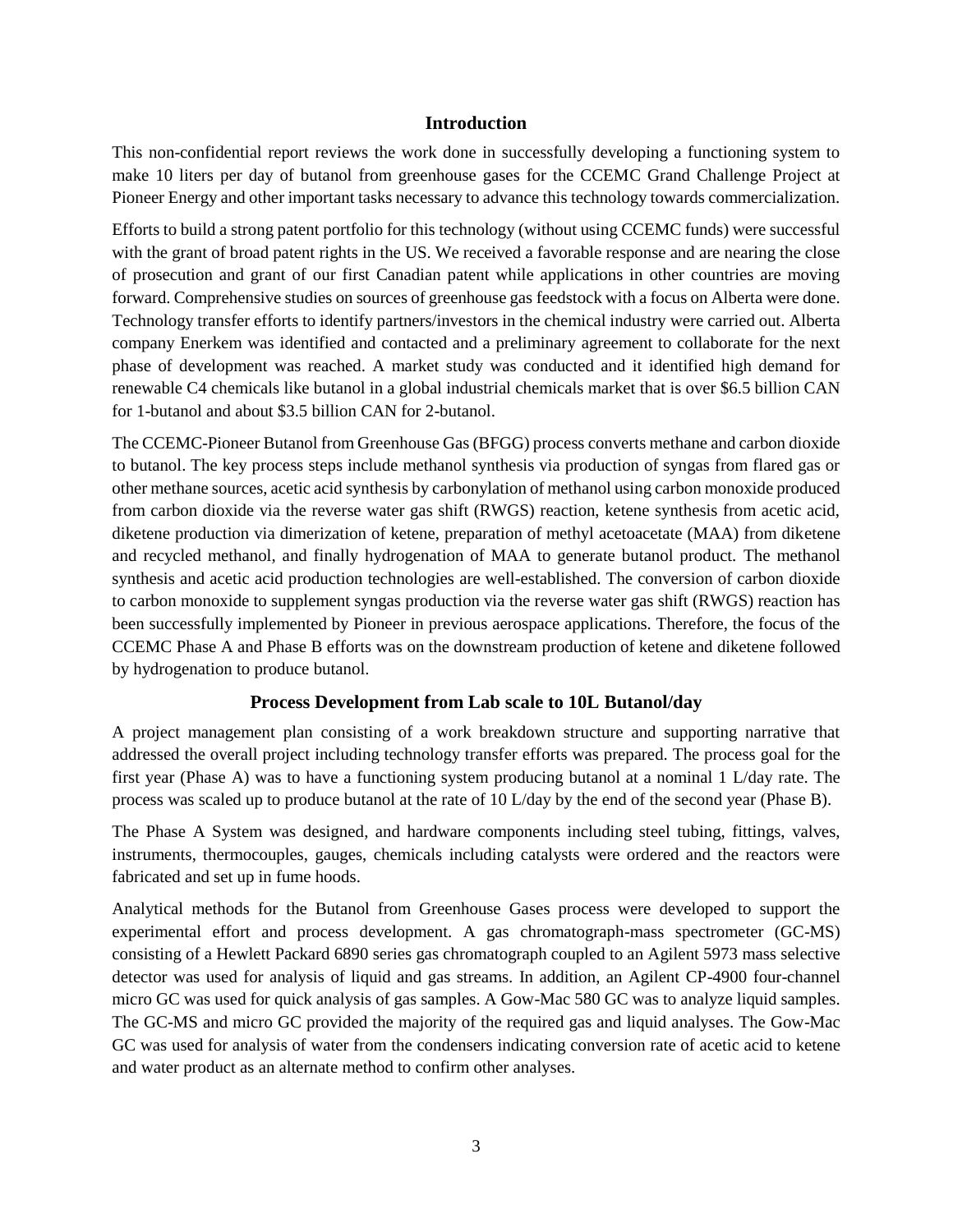## Introduction

This non-confidential report reviews the work done in successfully developing a functioning system to make 10 liters per day of butanol from greenhouse gases for the CCEMC Grand Challenge Project at Pioneer Energy and other important tasks necessary to advance this technology towards commercialization.

Efforts to build a strong patent portfolio for this technology (without using CCEMC funds) were successful with the grant of broad patent rights in the US. We received a favorable response and are nearing the close of prosecution and grant of our first Canadian patent while applications in other countries are moving forward. Comprehensive studies on sources of greenhouse gas feedstock with a focus on Alberta were done. Technology transfer efforts to identify partners/investors in the chemical industry were carried out. Alberta company Enerkem was identified and contacted and a preliminary agreement to collaborate for the next phase of development was reached. A market study was conducted and it identified high demand for renewable C4 chemicals like butanol in a global industrial chemicals market that is over $6.5 billion CAN for 1-butanol and about $3.5 billion CAN for 2-butanol.

The CCEMC-Pioneer Butanol from Greenhouse Gas (BFGG) process converts methane and carbon dioxide to butanol. The key process steps include methanol synthesis via production of syngas from flared gas or other methane sources, acetic acid synthesis by carbonylation of methanol using carbon monoxide produced from carbon dioxide via the reverse water gas shift (RWGS) reaction, ketene synthesis from acetic acid, diketene production via dimerization of ketene, preparation of methyl acetoacetate (MAA) from diketene and recycled methanol, and finally hydrogenation of MAA to generate butanol product. The methanol synthesis and acetic acid production technologies are well-established. The conversion of carbon dioxide to carbon monoxide to supplement syngas production via the reverse water gas shift (RWGS) reaction has been successfully implemented by Pioneer in previous aerospace applications. Therefore, the focus of the CCEMC Phase A and Phase B efforts was on the downstream production of ketene and diketene followed by hydrogenation to produce butanol.

## Process Development from Lab scale to 10L Butanol/day

A project management plan consisting of a work breakdown structure and supporting narrative that addressed the overall project including technology transfer efforts was prepared. The process goal for the first year (Phase A) was to have a functioning system producing butanol at a nominal 1 L/day rate. The process was scaled up to produce butanol at the rate of 10 L/day by the end of the second year (Phase B).

The Phase A System was designed, and hardware components including steel tubing, fittings, valves, instruments, thermocouples, gauges, chemicals including catalysts were ordered and the reactors were fabricated and set up in fume hoods.

Analytical methods for the Butanol from Greenhouse Gases process were developed to support the experimental effort and process development. A gas chromatograph-mass spectrometer (GC-MS) consisting of a Hewlett Packard 6890 series gas chromatograph coupled to an Agilent 5973 mass selective detector was used for analysis of liquid and gas streams. In addition, an Agilent CP-4900 four-channel micro GC was used for quick analysis of gas samples. A Gow-Mac 580 GC was to analyze liquid samples. The GC-MS and micro GC provided the majority of the required gas and liquid analyses. The Gow-Mac GC was used for analysis of water from the condensers indicating conversion rate of acetic acid to ketene and water product as an alternate method to confirm other analyses.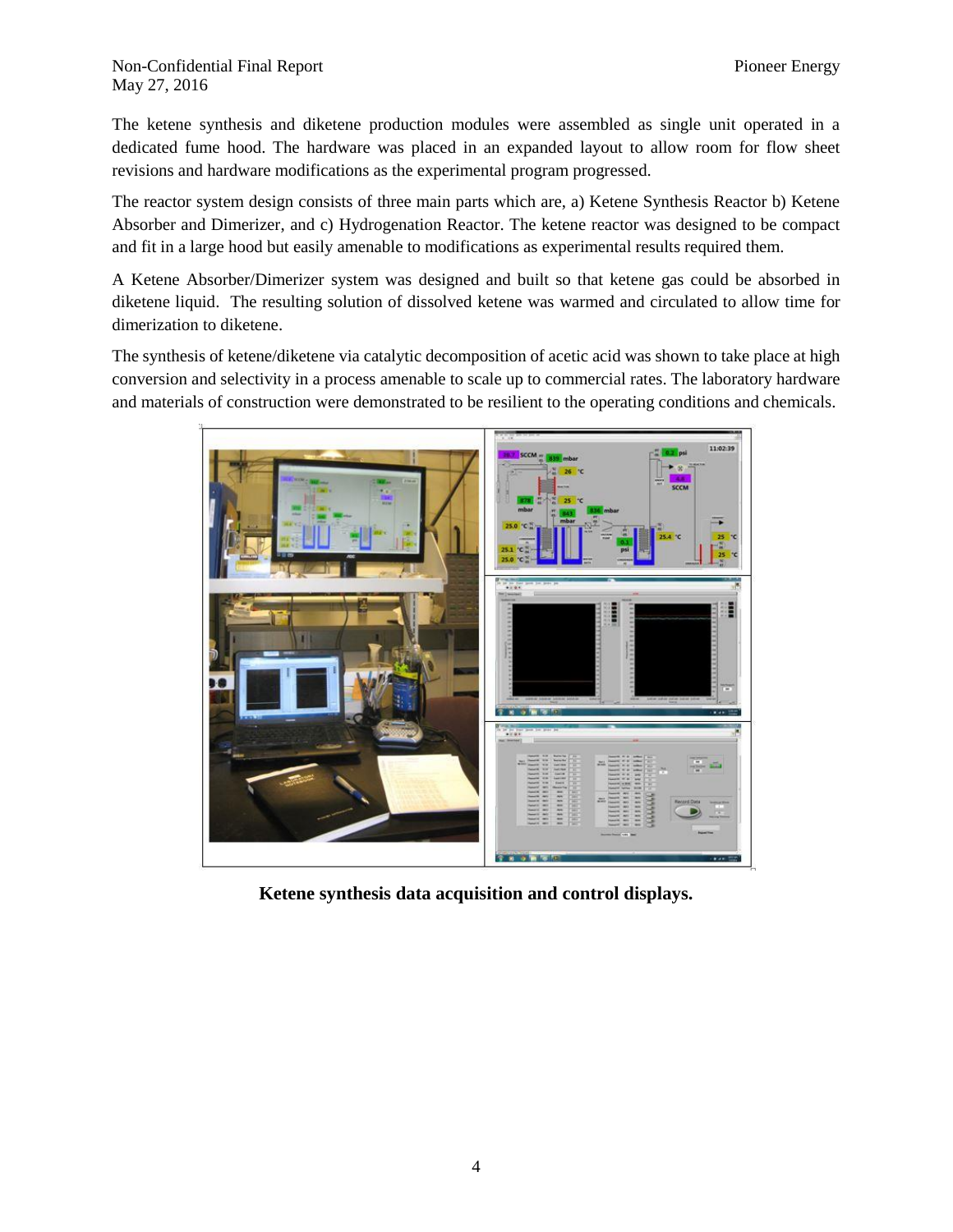The ketene synthesis and diketene production modules were assembled as single unit operated in a dedicated fume hood. The hardware was placed in an expanded layout to allow room for flow sheet revisions and hardware modifications as the experimental program progressed.

The reactor system design consists of three main parts which are, a) Ketene Synthesis Reactor b) Ketene Absorber and Dimerizer, and c) Hydrogenation Reactor. The ketene reactor was designed to be compact and fit in a large hood but easily amenable to modifications as experimental results required them.

A Ketene Absorber/Dimerizer system was designed and built so that ketene gas could be absorbed in diketene liquid. The resulting solution of dissolved ketene was warmed and circulated to allow time for dimerization to diketene.

The synthesis of ketene/diketene via catalytic decomposition of acetic acid was shown to take place at high conversion and selectivity in a process amenable to scale up to commercial rates. The laboratory hardware and materials of construction were demonstrated to be resilient to the operating conditions and chemicals.

**Ketene synthesis data acquisition and control displays.**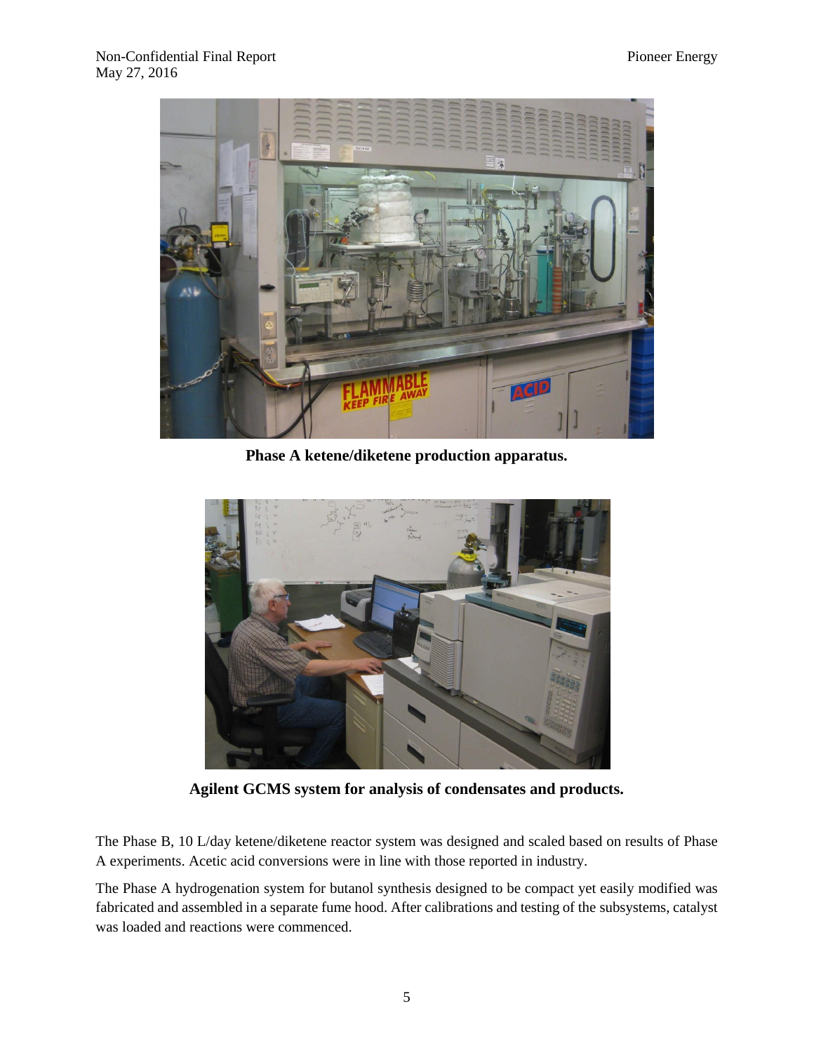**Phase A ketene/diketene production apparatus.**

**Agilent GCMS system for analysis of condensates and products.**

The Phase B, 10 L/day ketene/diketene reactor system was designed and scaled based on results of Phase A experiments. Acetic acid conversions were in line with those reported in industry.

The Phase A hydrogenation system for butanol synthesis designed to be compact yet easily modified was fabricated and assembled in a separate fume hood. After calibrations and testing of the subsystems, catalyst was loaded and reactions were commenced.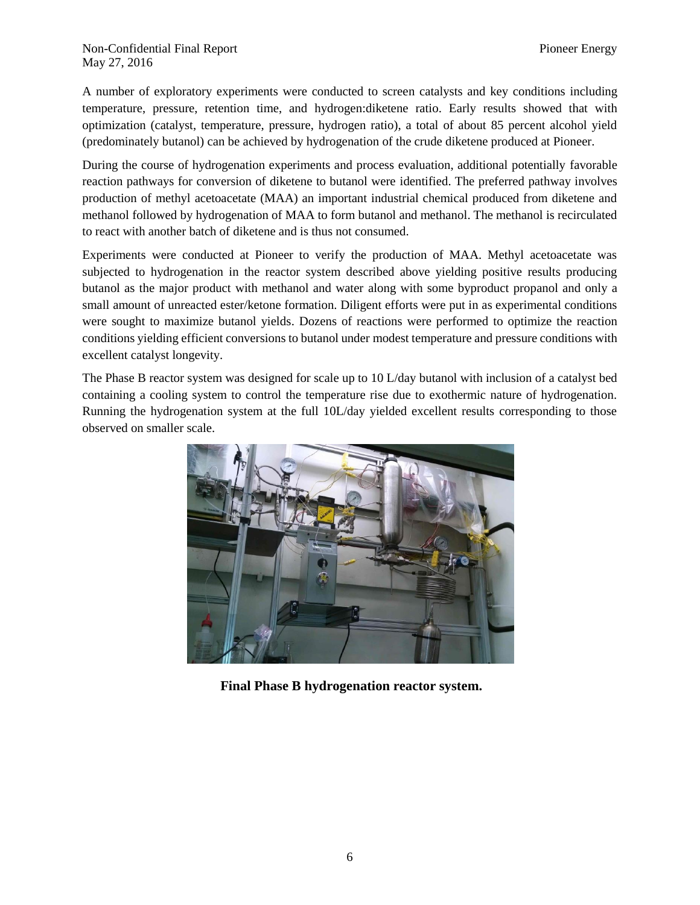A number of exploratory experiments were conducted to screen catalysts and key conditions including temperature, pressure, retention time, and hydrogen:diketene ratio. Early results showed that with optimization (catalyst, temperature, pressure, hydrogen ratio), a total of about 85 percent alcohol yield (predominately butanol) can be achieved by hydrogenation of the crude diketene produced at Pioneer.

During the course of hydrogenation experiments and process evaluation, additional potentially favorable reaction pathways for conversion of diketene to butanol were identified. The preferred pathway involves production of methyl acetoacetate (MAA) an important industrial chemical produced from diketene and methanol followed by hydrogenation of MAA to form butanol and methanol. The methanol is recirculated to react with another batch of diketene and is thus not consumed.

Experiments were conducted at Pioneer to verify the production of MAA. Methyl acetoacetate was subjected to hydrogenation in the reactor system described above yielding positive results producing butanol as the major product with methanol and water along with some byproduct propanol and only a small amount of unreacted ester/ketone formation. Diligent efforts were put in as experimental conditions were sought to maximize butanol yields. Dozens of reactions were performed to optimize the reaction conditions yielding efficient conversions to butanol under modest temperature and pressure conditions with excellent catalyst longevity.

The Phase B reactor system was designed for scale up to 10 L/day butanol with inclusion of a catalyst bed containing a cooling system to control the temperature rise due to exothermic nature of hydrogenation. Running the hydrogenation system at the full 10L/day yielded excellent results corresponding to those observed on smaller scale.

**Final Phase B hydrogenation reactor system.**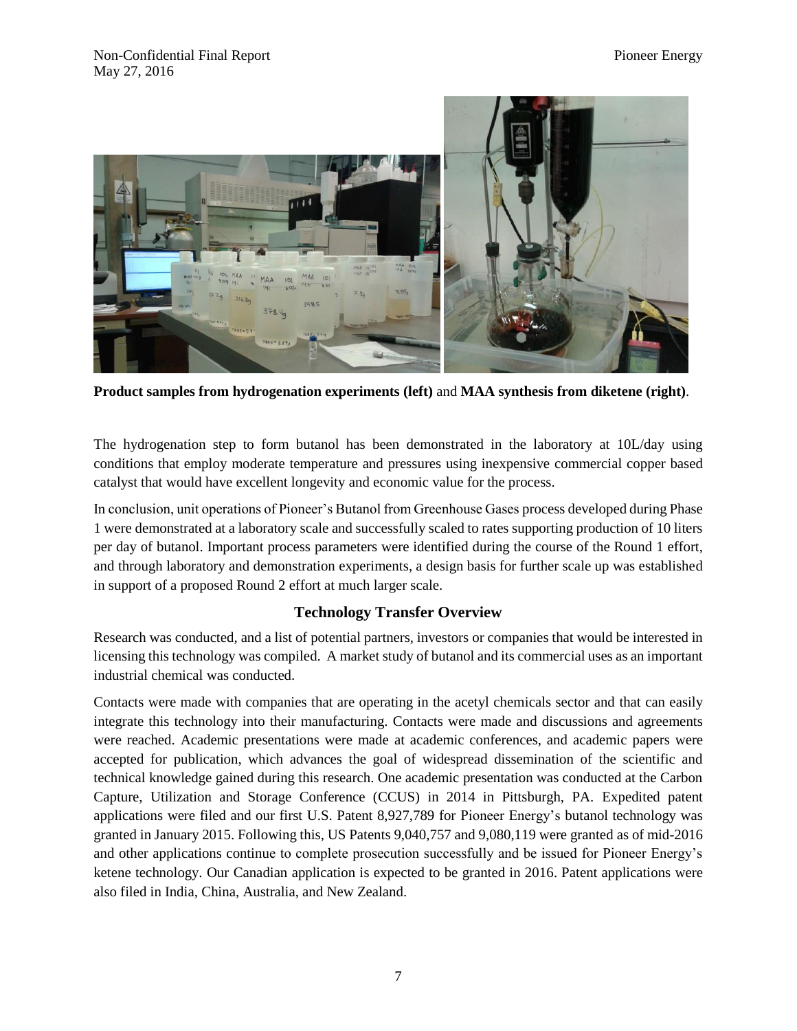**Product samples from hydrogenation experiments (left)** and **MAA synthesis from diketene (right)**.

The hydrogenation step to form butanol has been demonstrated in the laboratory at 10L/day using conditions that employ moderate temperature and pressures using inexpensive commercial copper based catalyst that would have excellent longevity and economic value for the process.

In conclusion, unit operations of Pioneer's Butanol from Greenhouse Gases process developed during Phase 1 were demonstrated at a laboratory scale and successfully scaled to rates supporting production of 10 liters per day of butanol. Important process parameters were identified during the course of the Round 1 effort, and through laboratory and demonstration experiments, a design basis for further scale up was established in support of a proposed Round 2 effort at much larger scale.

## Technology Transfer Overview

Research was conducted, and a list of potential partners, investors or companies that would be interested in licensing this technology was compiled. A market study of butanol and its commercial uses as an important industrial chemical was conducted.

Contacts were made with companies that are operating in the acetyl chemicals sector and that can easily integrate this technology into their manufacturing. Contacts were made and discussions and agreements were reached. Academic presentations were made at academic conferences, and academic papers were accepted for publication, which advances the goal of widespread dissemination of the scientific and technical knowledge gained during this research. One academic presentation was conducted at the Carbon Capture, Utilization and Storage Conference (CCUS) in 2014 in Pittsburgh, PA. Expedited patent applications were filed and our first U.S. Patent 8,927,789 for Pioneer Energy's butanol technology was granted in January 2015. Following this, US Patents 9,040,757 and 9,080,119 were granted as of mid-2016 and other applications continue to complete prosecution successfully and be issued for Pioneer Energy's ketene technology. Our Canadian application is expected to be granted in 2016. Patent applications were also filed in India, China, Australia, and New Zealand.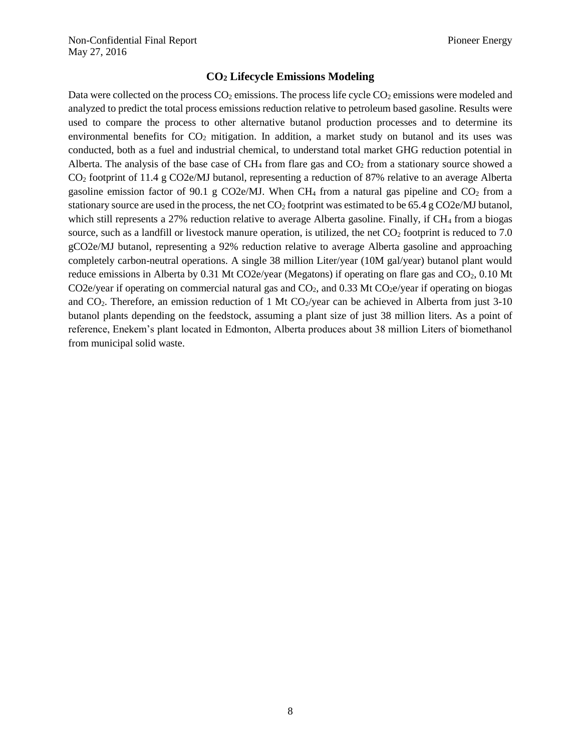## $CO_2$ Lifecycle Emissions Modeling

Data were collected on the process $CO_2$ emissions. The process life cycle $CO_2$ emissions were modeled and analyzed to predict the total process emissions reduction relative to petroleum based gasoline. Results were used to compare the process to other alternative butanol production processes and to determine its environmental benefits for $CO_2$ mitigation. In addition, a market study on butanol and its uses was conducted, both as a fuel and industrial chemical, to understand total market GHG reduction potential in Alberta. The analysis of the base case of $CH_4$ from flare gas and $CO_2$ from a stationary source showed a $CO_2$ footprint of 11.4 g CO2e/MJ butanol, representing a reduction of 87% relative to an average Alberta gasoline emission factor of 90.1 g CO2e/MJ. When $CH_4$ from a natural gas pipeline and $CO_2$ from a stationary source are used in the process, the net $CO_2$ footprint was estimated to be 65.4 g CO2e/MJ butanol, which still represents a 27% reduction relative to average Alberta gasoline. Finally, if $CH_4$ from a biogas source, such as a landfill or livestock manure operation, is utilized, the net $CO_2$ footprint is reduced to 7.0 gCO2e/MJ butanol, representing a 92% reduction relative to average Alberta gasoline and approaching completely carbon-neutral operations. A single 38 million Liter/year (10M gal/year) butanol plant would reduce emissions in Alberta by 0.31 Mt CO2e/year (Megatons) if operating on flare gas and $CO_2$, 0.10 Mt CO2e/year if operating on commercial natural gas and $CO_2$, and 0.33 Mt $CO_2$e/year if operating on biogas and $CO_2$. Therefore, an emission reduction of 1 Mt $CO_2$/year can be achieved in Alberta from just 3-10 butanol plants depending on the feedstock, assuming a plant size of just 38 million liters. As a point of reference, Enekem's plant located in Edmonton, Alberta produces about 38 million Liters of biomethanol from municipal solid waste.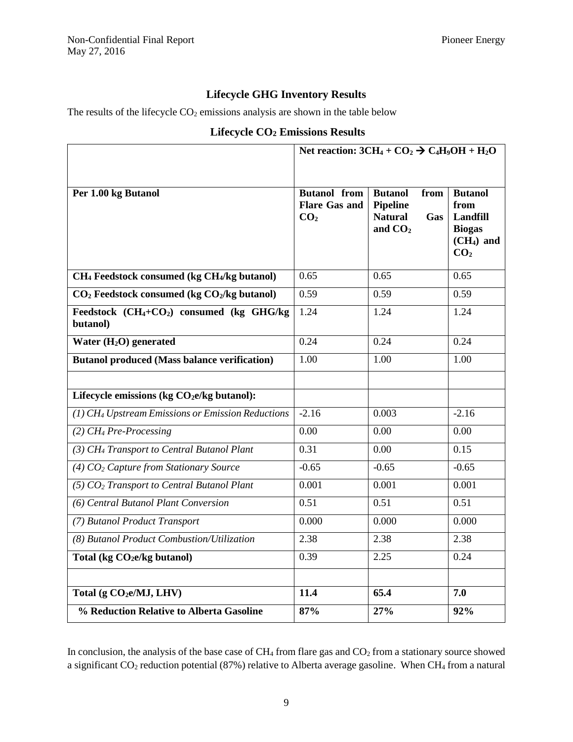## Lifecycle GHG Inventory Results

The results of the lifecycle $CO_2$ emissions analysis are shown in the table below

### Lifecycle $CO_2$ Emissions Results

| | **Net reaction: $3CH_4 + CO_2 \rightarrow C_4H_9OH + H_2O$** | | |
|---|---|---|---|
| **Per 1.00 kg Butanol** | **Butanol from Flare Gas and $CO_2$** | **Butanol from Pipeline Natural Gas and $CO_2$** | **Butanol from Landfill Biogas ($CH_4$) and $CO_2$** |
| **$CH_4$ Feedstock consumed (kg $CH_4$/kg butanol)** | 0.65 | 0.65 | 0.65 |
| **$CO_2$ Feedstock consumed (kg $CO_2$/kg butanol)** | 0.59 | 0.59 | 0.59 |
| **Feedstock ($CH_4$+$CO_2$) consumed (kg GHG/kg butanol)** | 1.24 | 1.24 | 1.24 |
| **Water ($H_2O$) generated** | 0.24 | 0.24 | 0.24 |
| **Butanol produced (Mass balance verification)** | 1.00 | 1.00 | 1.00 |
| | | | |
| **Lifecycle emissions (kg $CO_2$e/kg butanol):** | | | |
| *(1) $CH_4$ Upstream Emissions or Emission Reductions* | -2.16 | 0.003 | -2.16 |
| *(2) $CH_4$ Pre-Processing* | 0.00 | 0.00 | 0.00 |
| *(3) $CH_4$ Transport to Central Butanol Plant* | 0.31 | 0.00 | 0.15 |
| *(4) $CO_2$ Capture from Stationary Source* | -0.65 | -0.65 | -0.65 |
| *(5) $CO_2$ Transport to Central Butanol Plant* | 0.001 | 0.001 | 0.001 |
| *(6) Central Butanol Plant Conversion* | 0.51 | 0.51 | 0.51 |
| *(7) Butanol Product Transport* | 0.000 | 0.000 | 0.000 |
| *(8) Butanol Product Combustion/Utilization* | 2.38 | 2.38 | 2.38 |
| **Total (kg $CO_2$e/kg butanol)** | 0.39 | 2.25 | 0.24 |
| | | | |
| **Total (g $CO_2$e/MJ, LHV)** | **11.4** | **65.4** | **7.0** |
| **% Reduction Relative to Alberta Gasoline** | **87%** | **27%** | **92%** |

In conclusion, the analysis of the base case of $CH_4$ from flare gas and $CO_2$ from a stationary source showed a significant $CO_2$ reduction potential (87%) relative to Alberta average gasoline. When $CH_4$ from a natural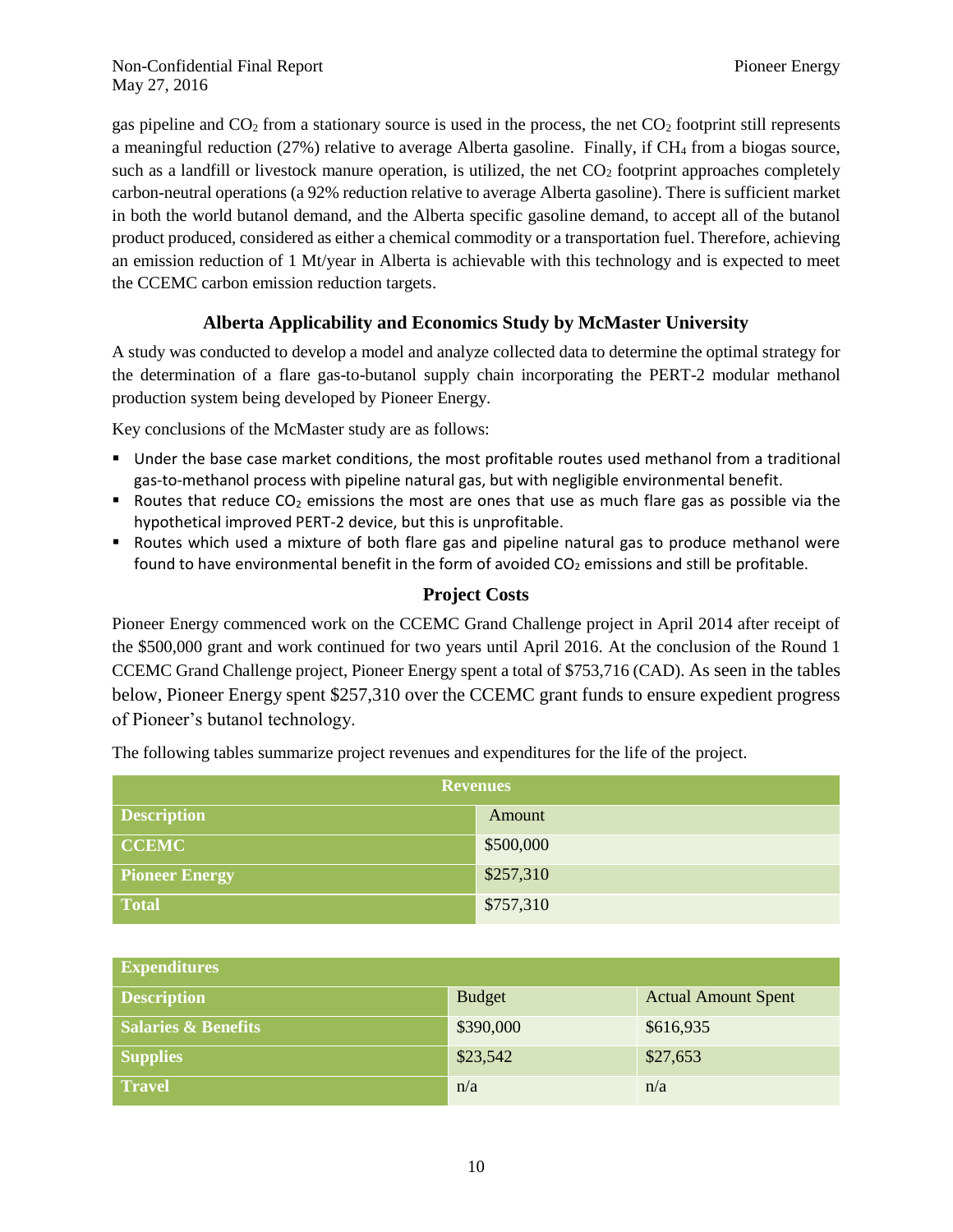gas pipeline and $CO_2$ from a stationary source is used in the process, the net $CO_2$ footprint still represents a meaningful reduction (27%) relative to average Alberta gasoline. Finally, if $CH_4$ from a biogas source, such as a landfill or livestock manure operation, is utilized, the net $CO_2$ footprint approaches completely carbon-neutral operations (a 92% reduction relative to average Alberta gasoline). There is sufficient market in both the world butanol demand, and the Alberta specific gasoline demand, to accept all of the butanol product produced, considered as either a chemical commodity or a transportation fuel. Therefore, achieving an emission reduction of 1 Mt/year in Alberta is achievable with this technology and is expected to meet the CCEMC carbon emission reduction targets.

## Alberta Applicability and Economics Study by McMaster University

A study was conducted to develop a model and analyze collected data to determine the optimal strategy for the determination of a flare gas-to-butanol supply chain incorporating the PERT-2 modular methanol production system being developed by Pioneer Energy.

Key conclusions of the McMaster study are as follows:

- Under the base case market conditions, the most profitable routes used methanol from a traditional gas-to-methanol process with pipeline natural gas, but with negligible environmental benefit.
- Routes that reduce $CO_2$ emissions the most are ones that use as much flare gas as possible via the hypothetical improved PERT-2 device, but this is unprofitable.
- Routes which used a mixture of both flare gas and pipeline natural gas to produce methanol were found to have environmental benefit in the form of avoided $CO_2$ emissions and still be profitable.

## Project Costs

Pioneer Energy commenced work on the CCEMC Grand Challenge project in April 2014 after receipt of the $500,000 grant and work continued for two years until April 2016. At the conclusion of the Round 1 CCEMC Grand Challenge project, Pioneer Energy spent a total of $753,716 (CAD). As seen in the tables below, Pioneer Energy spent $257,310 over the CCEMC grant funds to ensure expedient progress of Pioneer's butanol technology.

The following tables summarize project revenues and expenditures for the life of the project.

| Revenues | |
|---|---|
| **Description** | Amount |
| **CCEMC** | $500,000 |
| **Pioneer Energy** | $257,310 |
| **Total** | $757,310 |

| Expenditures | | |
|---|---|---|
| **Description** | Budget | Actual Amount Spent |
| **Salaries & Benefits** | $390,000 | $616,935 |
| **Supplies** | $23,542 | $27,653 |
| **Travel** | n/a | n/a |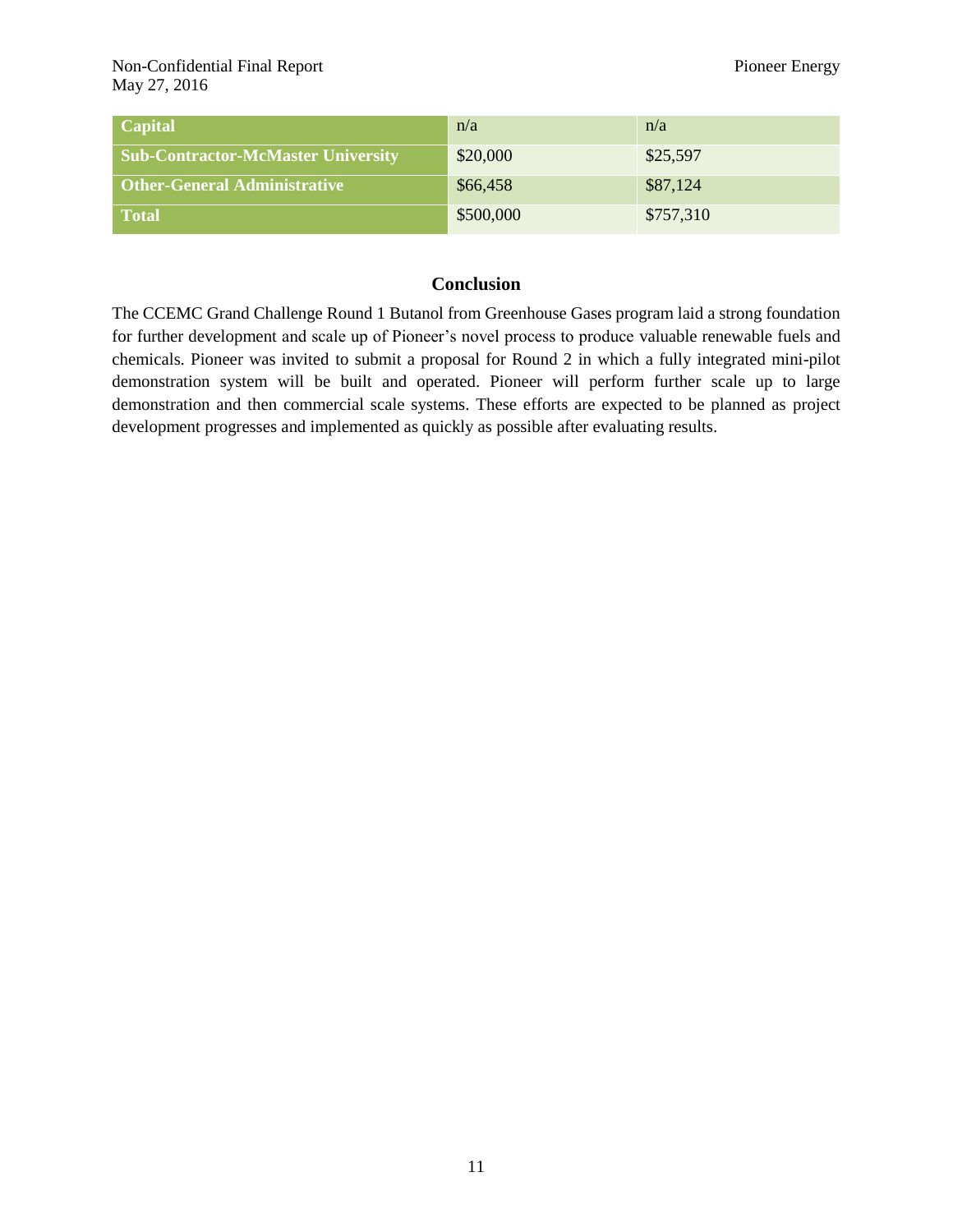| | | |
|---|---|---|
| **Capital** | n/a | n/a |
| **Sub-Contractor-McMaster University** | $20,000 | $25,597 |
| **Other-General Administrative** | $66,458 | $87,124 |
| **Total** | $500,000 | $757,310 |

## Conclusion

The CCEMC Grand Challenge Round 1 Butanol from Greenhouse Gases program laid a strong foundation for further development and scale up of Pioneer's novel process to produce valuable renewable fuels and chemicals. Pioneer was invited to submit a proposal for Round 2 in which a fully integrated mini-pilot demonstration system will be built and operated. Pioneer will perform further scale up to large demonstration and then commercial scale systems. These efforts are expected to be planned as project development progresses and implemented as quickly as possible after evaluating results.